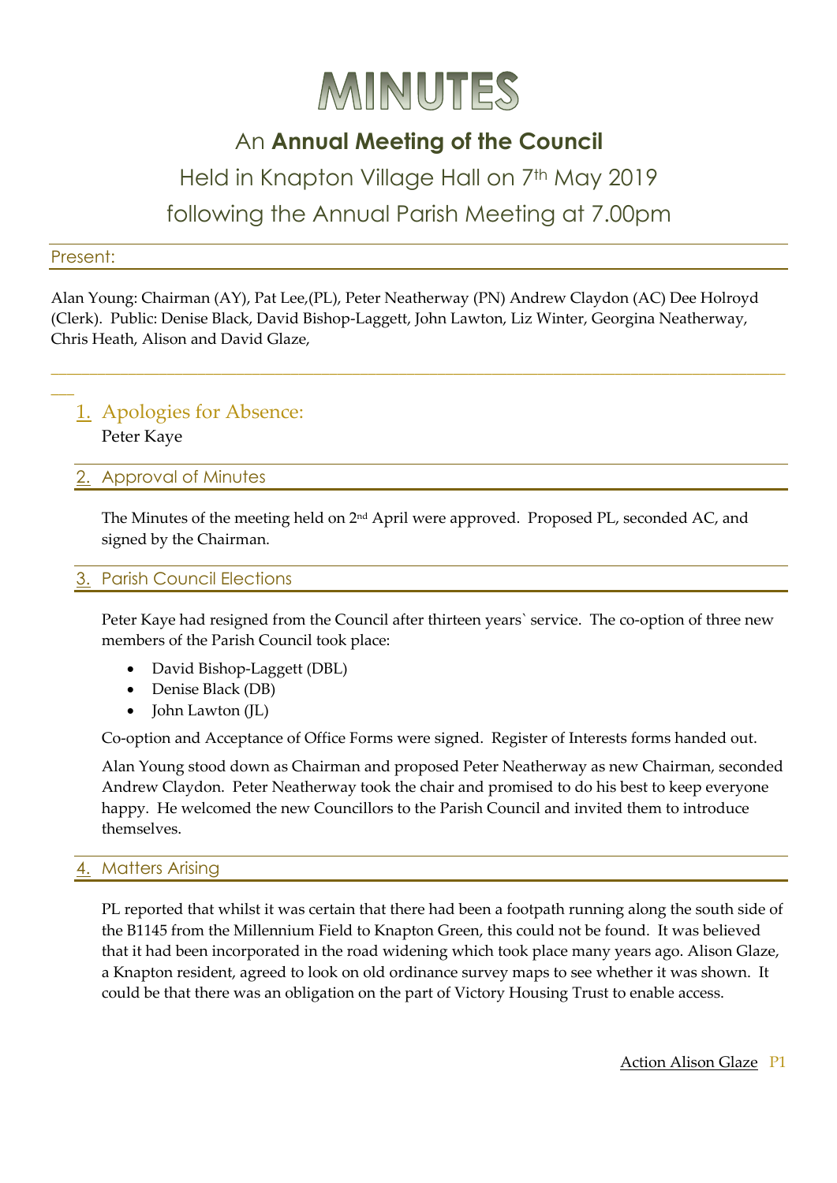# MINUTES

## An **Annual Meeting of the Council**

Held in Knapton Village Hall on 7th May 2019

following the Annual Parish Meeting at 7.00pm

### Present:

Alan Young: Chairman (AY), Pat Lee,(PL), Peter Neatherway (PN) Andrew Claydon (AC) Dee Holroyd (Clerk). Public: Denise Black, David Bishop-Laggett, John Lawton, Liz Winter, Georgina Neatherway, Chris Heath, Alison and David Glaze,

---

### 1. Apologies for Absence:

Peter Kaye

### 2. Approval of Minutes

The Minutes of the meeting held on 2nd April were approved. Proposed PL, seconded AC, and signed by the Chairman.

### 3. Parish Council Elections

Peter Kaye had resigned from the Council after thirteen years` service. The co-option of three new members of the Parish Council took place:

- David Bishop-Laggett (DBL)
- Denise Black (DB)
- John Lawton (JL)

Co-option and Acceptance of Office Forms were signed. Register of Interests forms handed out.

Alan Young stood down as Chairman and proposed Peter Neatherway as new Chairman, seconded Andrew Claydon. Peter Neatherway took the chair and promised to do his best to keep everyone happy. He welcomed the new Councillors to the Parish Council and invited them to introduce themselves.

### 4. Matters Arising

PL reported that whilst it was certain that there had been a footpath running along the south side of the B1145 from the Millennium Field to Knapton Green, this could not be found. It was believed that it had been incorporated in the road widening which took place many years ago. Alison Glaze, a Knapton resident, agreed to look on old ordinance survey maps to see whether it was shown. It could be that there was an obligation on the part of Victory Housing Trust to enable access.

Action Alison Glaze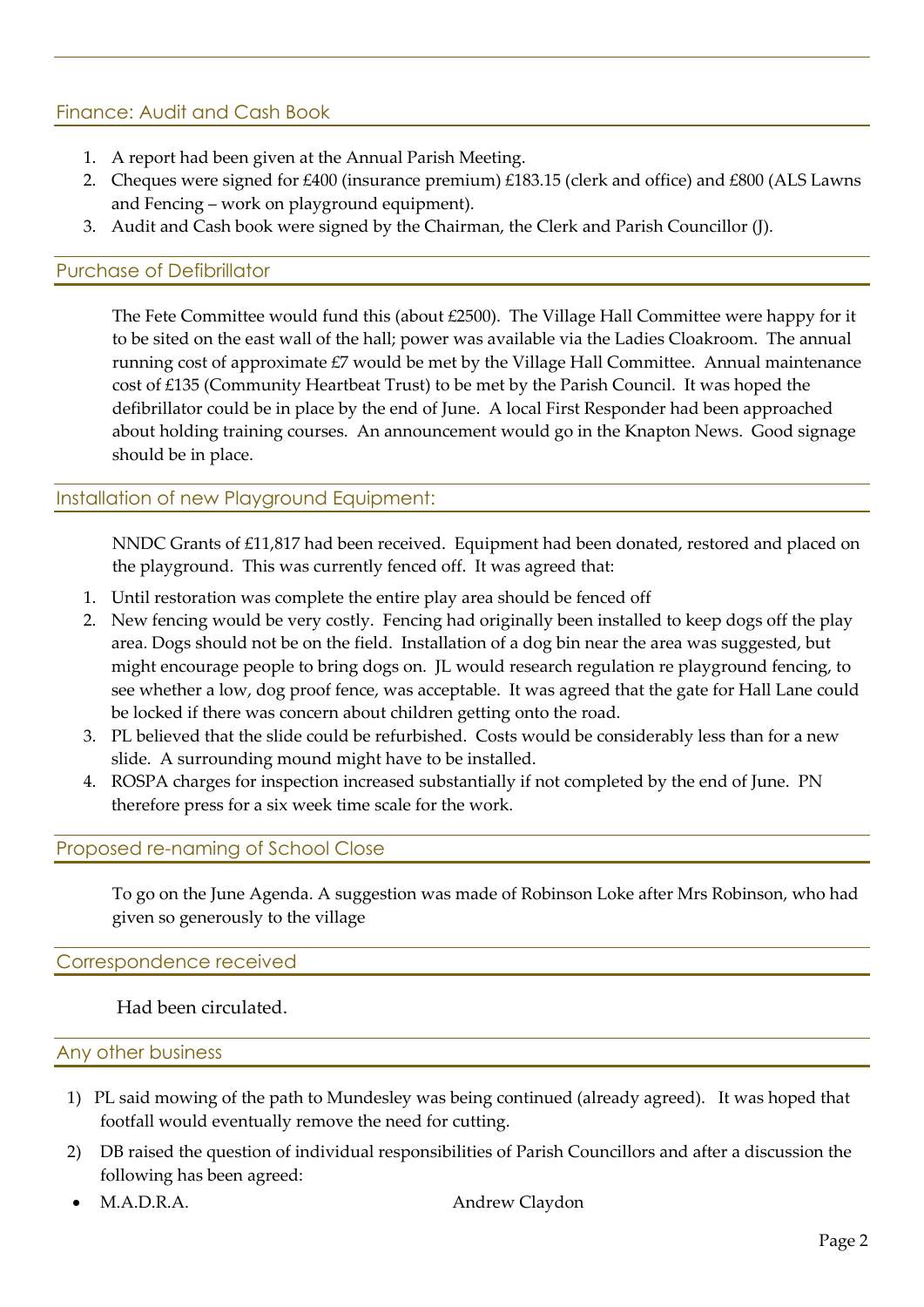## Finance: Audit and Cash Book

1. A report had been given at the Annual Parish Meeting.
2. Cheques were signed for £400 (insurance premium) £183.15 (clerk and office) and £800 (ALS Lawns and Fencing – work on playground equipment).
3. Audit and Cash book were signed by the Chairman, the Clerk and Parish Councillor (J).

## Purchase of Defibrillator

The Fete Committee would fund this (about £2500). The Village Hall Committee were happy for it to be sited on the east wall of the hall; power was available via the Ladies Cloakroom. The annual running cost of approximate £7 would be met by the Village Hall Committee. Annual maintenance cost of £135 (Community Heartbeat Trust) to be met by the Parish Council. It was hoped the defibrillator could be in place by the end of June. A local First Responder had been approached about holding training courses. An announcement would go in the Knapton News. Good signage should be in place.

## Installation of new Playground Equipment:

NNDC Grants of £11,817 had been received. Equipment had been donated, restored and placed on the playground. This was currently fenced off. It was agreed that:

1. Until restoration was complete the entire play area should be fenced off
2. New fencing would be very costly. Fencing had originally been installed to keep dogs off the play area. Dogs should not be on the field. Installation of a dog bin near the area was suggested, but might encourage people to bring dogs on. JL would research regulation re playground fencing, to see whether a low, dog proof fence, was acceptable. It was agreed that the gate for Hall Lane could be locked if there was concern about children getting onto the road.
3. PL believed that the slide could be refurbished. Costs would be considerably less than for a new slide. A surrounding mound might have to be installed.
4. ROSPA charges for inspection increased substantially if not completed by the end of June. PN therefore press for a six week time scale for the work.

## Proposed re-naming of School Close

To go on the June Agenda. A suggestion was made of Robinson Loke after Mrs Robinson, who had given so generously to the village

## Correspondence received

Had been circulated.

## Any other business

1) PL said mowing of the path to Mundesley was being continued (already agreed). It was hoped that footfall would eventually remove the need for cutting.
2) DB raised the question of individual responsibilities of Parish Councillors and after a discussion the following has been agreed:

- M.A.D.R.A. Andrew Claydon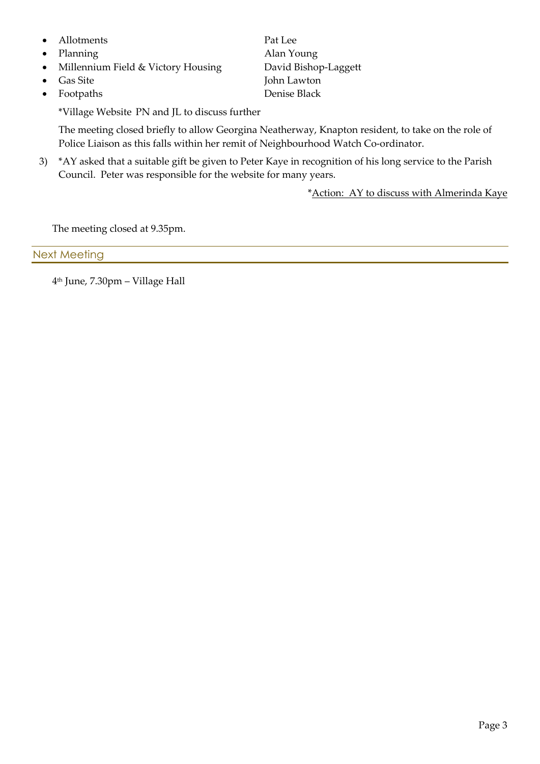- Allotments — Pat Lee
- Planning — Alan Young
- Millennium Field & Victory Housing — David Bishop-Laggett
- Gas Site — John Lawton
- Footpaths — Denise Black

*Village Website PN and JL to discuss further

The meeting closed briefly to allow Georgina Neatherway, Knapton resident, to take on the role of Police Liaison as this falls within her remit of Neighbourhood Watch Co-ordinator.

3) *AY asked that a suitable gift be given to Peter Kaye in recognition of his long service to the Parish Council. Peter was responsible for the website for many years.

*Action: AY to discuss with Almerinda Kaye

The meeting closed at 9.35pm.

## Next Meeting

4th June, 7.30pm – Village Hall